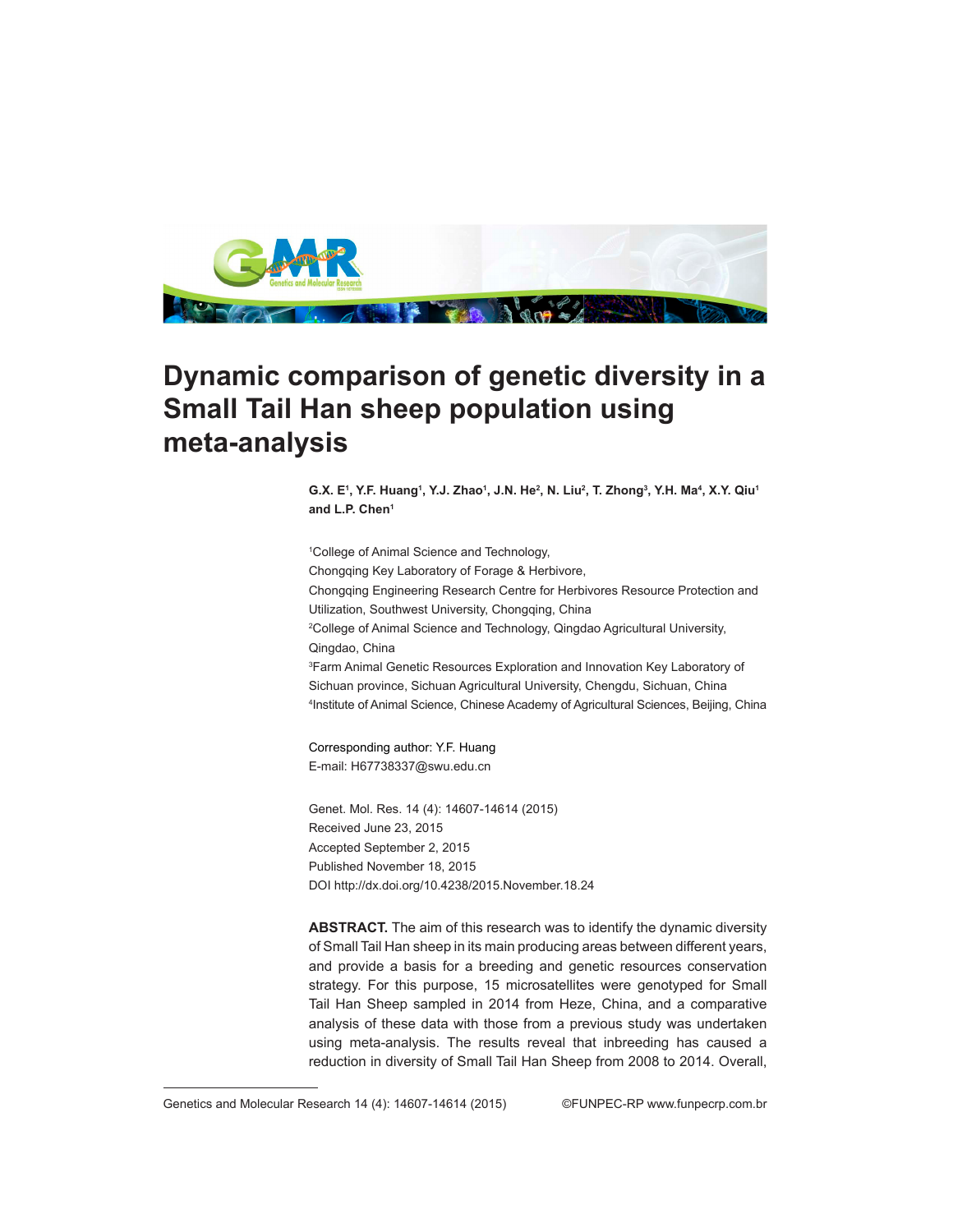# Dynamic comparison of genetic diversity in a Small Tail Han sheep population using meta-analysis

**G.X. E[1], Y.F. Huang[1], Y.J. Zhao[1], J.N. He[2], N. Liu[2], T. Zhong[3], Y.H. Ma[4], X.Y. Qiu[1] and L.P. Chen[1]**

[1]College of Animal Science and Technology,
Chongqing Key Laboratory of Forage & Herbivore,
Chongqing Engineering Research Centre for Herbivores Resource Protection and Utilization, Southwest University, Chongqing, China
[2]College of Animal Science and Technology, Qingdao Agricultural University, Qingdao, China
[3]Farm Animal Genetic Resources Exploration and Innovation Key Laboratory of Sichuan province, Sichuan Agricultural University, Chengdu, Sichuan, China
[4]Institute of Animal Science, Chinese Academy of Agricultural Sciences, Beijing, China

Corresponding author: Y.F. Huang
E-mail: H67738337@swu.edu.cn

Genet. Mol. Res. 14 (4): 14607-14614 (2015)
Received June 23, 2015
Accepted September 2, 2015
Published November 18, 2015
DOI http://dx.doi.org/10.4238/2015.November.18.24

**ABSTRACT.** The aim of this research was to identify the dynamic diversity of Small Tail Han sheep in its main producing areas between different years, and provide a basis for a breeding and genetic resources conservation strategy. For this purpose, 15 microsatellites were genotyped for Small Tail Han Sheep sampled in 2014 from Heze, China, and a comparative analysis of these data with those from a previous study was undertaken using meta-analysis. The results reveal that inbreeding has caused a reduction in diversity of Small Tail Han Sheep from 2008 to 2014. Overall,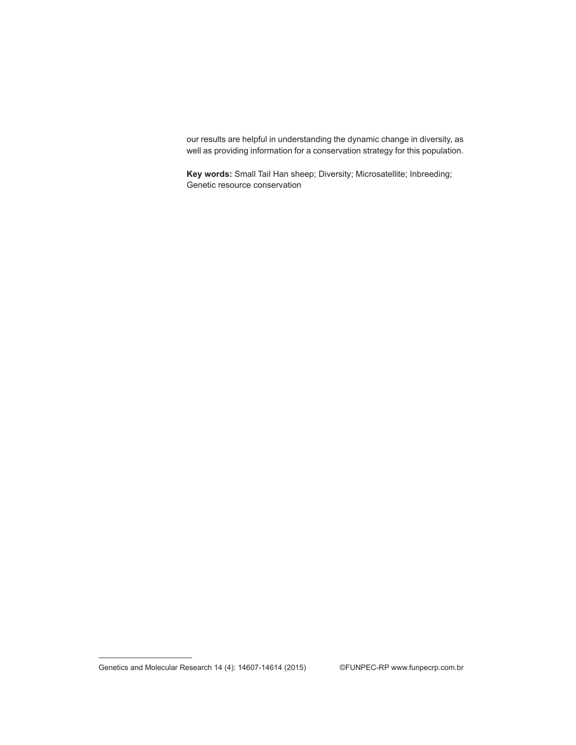our results are helpful in understanding the dynamic change in diversity, as well as providing information for a conservation strategy for this population.

**Key words:** Small Tail Han sheep; Diversity; Microsatellite; Inbreeding; Genetic resource conservation